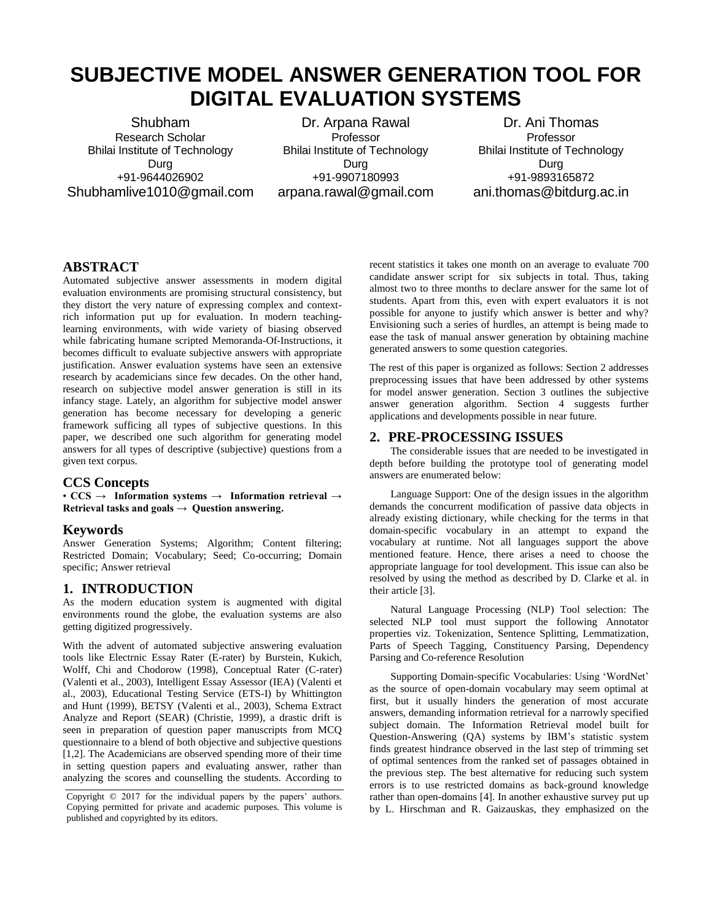# SUBJECTIVE MODEL ANSWER GENERATION TOOL FOR DIGITAL EVALUATION SYSTEMS

Shubham
Research Scholar
Bhilai Institute of Technology
Durg
+91-9644026902
Shubhamlive1010@gmail.com

Dr. Arpana Rawal
Professor
Bhilai Institute of Technology
Durg
+91-9907180993
arpana.rawal@gmail.com

Dr. Ani Thomas
Professor
Bhilai Institute of Technology
Durg
+91-9893165872
ani.thomas@bitdurg.ac.in

## ABSTRACT

Automated subjective answer assessments in modern digital evaluation environments are promising structural consistency, but they distort the very nature of expressing complex and context-rich information put up for evaluation. In modern teaching-learning environments, with wide variety of biasing observed while fabricating humane scripted Memoranda-Of-Instructions, it becomes difficult to evaluate subjective answers with appropriate justification. Answer evaluation systems have seen an extensive research by academicians since few decades. On the other hand, research on subjective model answer generation is still in its infancy stage. Lately, an algorithm for subjective model answer generation has become necessary for developing a generic framework sufficing all types of subjective questions. In this paper, we described one such algorithm for generating model answers for all types of descriptive (subjective) questions from a given text corpus.

## CCS Concepts

• **CCS → Information systems → Information retrieval → Retrieval tasks and goals → Question answering.**

## Keywords

Answer Generation Systems; Algorithm; Content filtering; Restricted Domain; Vocabulary; Seed; Co-occurring; Domain specific; Answer retrieval

## 1. INTRODUCTION

As the modern education system is augmented with digital environments round the globe, the evaluation systems are also getting digitized progressively.

With the advent of automated subjective answering evaluation tools like Electrnic Essay Rater (E-rater) by Burstein, Kukich, Wolff, Chi and Chodorow (1998), Conceptual Rater (C-rater) (Valenti et al., 2003), Intelligent Essay Assessor (IEA) (Valenti et al., 2003), Educational Testing Service (ETS-I) by Whittington and Hunt (1999), BETSY (Valenti et al., 2003), Schema Extract Analyze and Report (SEAR) (Christie, 1999), a drastic drift is seen in preparation of question paper manuscripts from MCQ questionnaire to a blend of both objective and subjective questions [1,2]. The Academicians are observed spending more of their time in setting question papers and evaluating answer, rather than analyzing the scores and counselling the students. According to recent statistics it takes one month on an average to evaluate 700 candidate answer script for six subjects in total. Thus, taking almost two to three months to declare answer for the same lot of students. Apart from this, even with expert evaluators it is not possible for anyone to justify which answer is better and why? Envisioning such a series of hurdles, an attempt is being made to ease the task of manual answer generation by obtaining machine generated answers to some question categories.

The rest of this paper is organized as follows: Section 2 addresses preprocessing issues that have been addressed by other systems for model answer generation. Section 3 outlines the subjective answer generation algorithm. Section 4 suggests further applications and developments possible in near future.

Copyright © 2017 for the individual papers by the papers' authors. Copying permitted for private and academic purposes. This volume is published and copyrighted by its editors.

## 2. PRE-PROCESSING ISSUES

The considerable issues that are needed to be investigated in depth before building the prototype tool of generating model answers are enumerated below:

Language Support: One of the design issues in the algorithm demands the concurrent modification of passive data objects in already existing dictionary, while checking for the terms in that domain-specific vocabulary in an attempt to expand the vocabulary at runtime. Not all languages support the above mentioned feature. Hence, there arises a need to choose the appropriate language for tool development. This issue can also be resolved by using the method as described by D. Clarke et al. in their article [3].

Natural Language Processing (NLP) Tool selection: The selected NLP tool must support the following Annotator properties viz. Tokenization, Sentence Splitting, Lemmatization, Parts of Speech Tagging, Constituency Parsing, Dependency Parsing and Co-reference Resolution

Supporting Domain-specific Vocabularies: Using 'WordNet' as the source of open-domain vocabulary may seem optimal at first, but it usually hinders the generation of most accurate answers, demanding information retrieval for a narrowly specified subject domain. The Information Retrieval model built for Question-Answering (QA) systems by IBM's statistic system finds greatest hindrance observed in the last step of trimming set of optimal sentences from the ranked set of passages obtained in the previous step. The best alternative for reducing such system errors is to use restricted domains as back-ground knowledge rather than open-domains [4]. In another exhaustive survey put up by L. Hirschman and R. Gaizauskas, they emphasized on the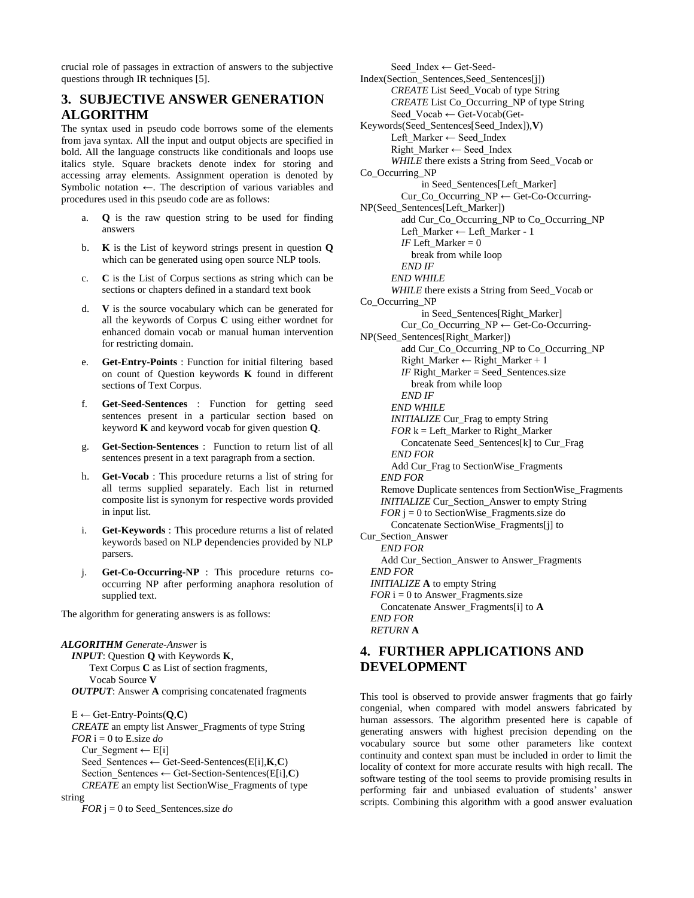crucial role of passages in extraction of answers to the subjective questions through IR techniques [5].

## 3. SUBJECTIVE ANSWER GENERATION ALGORITHM

The syntax used in pseudo code borrows some of the elements from java syntax. All the input and output objects are specified in bold. All the language constructs like conditionals and loops use italics style. Square brackets denote index for storing and accessing array elements. Assignment operation is denoted by Symbolic notation ←. The description of various variables and procedures used in this pseudo code are as follows:

a. **Q** is the raw question string to be used for finding answers

b. **K** is the List of keyword strings present in question **Q** which can be generated using open source NLP tools.

c. **C** is the List of Corpus sections as string which can be sections or chapters defined in a standard text book

d. **V** is the source vocabulary which can be generated for all the keywords of Corpus **C** using either wordnet for enhanced domain vocab or manual human intervention for restricting domain.

e. **Get-Entry-Points** : Function for initial filtering based on count of Question keywords **K** found in different sections of Text Corpus.

f. **Get-Seed-Sentences** : Function for getting seed sentences present in a particular section based on keyword **K** and keyword vocab for given question **Q**.

g. **Get-Section-Sentences** : Function to return list of all sentences present in a text paragraph from a section.

h. **Get-Vocab** : This procedure returns a list of string for all terms supplied separately. Each list in returned composite list is synonym for respective words provided in input list.

i. **Get-Keywords** : This procedure returns a list of related keywords based on NLP dependencies provided by NLP parsers.

j. **Get-Co-Occurring-NP** : This procedure returns co-occurring NP after performing anaphora resolution of supplied text.

The algorithm for generating answers is as follows:

***ALGORITHM*** *Generate-Answer* is
&nbsp;&nbsp;***INPUT***: Question **Q** with Keywords **K**,
&nbsp;&nbsp;&nbsp;&nbsp;&nbsp;&nbsp;Text Corpus **C** as List of section fragments,
&nbsp;&nbsp;&nbsp;&nbsp;&nbsp;&nbsp;Vocab Source **V**
&nbsp;&nbsp;***OUTPUT***: Answer **A** comprising concatenated fragments

&nbsp;&nbsp;E ← Get-Entry-Points(**Q**,**C**)
&nbsp;&nbsp;*CREATE* an empty list Answer_Fragments of type String
&nbsp;&nbsp;*FOR* i = 0 to E.size *do*
&nbsp;&nbsp;&nbsp;&nbsp;Cur_Segment ← E[i]
&nbsp;&nbsp;&nbsp;&nbsp;Seed_Sentences ← Get-Seed-Sentences(E[i],**K**,**C**)
&nbsp;&nbsp;&nbsp;&nbsp;Section_Sentences ← Get-Section-Sentences(E[i],**C**)
&nbsp;&nbsp;&nbsp;&nbsp;*CREATE* an empty list SectionWise_Fragments of type string
&nbsp;&nbsp;&nbsp;&nbsp;*FOR* j = 0 to Seed_Sentences.size *do*
&nbsp;&nbsp;&nbsp;&nbsp;&nbsp;&nbsp;Seed_Index ← Get-Seed-Index(Section_Sentences,Seed_Sentences[j])
&nbsp;&nbsp;&nbsp;&nbsp;&nbsp;&nbsp;*CREATE* List Seed_Vocab of type String
&nbsp;&nbsp;&nbsp;&nbsp;&nbsp;&nbsp;*CREATE* List Co_Occurring_NP of type String
&nbsp;&nbsp;&nbsp;&nbsp;&nbsp;&nbsp;Seed_Vocab ← Get-Vocab(Get-Keywords(Seed_Sentences[Seed_Index]),**V**)
&nbsp;&nbsp;&nbsp;&nbsp;&nbsp;&nbsp;Left_Marker ← Seed_Index
&nbsp;&nbsp;&nbsp;&nbsp;&nbsp;&nbsp;Right_Marker ← Seed_Index
&nbsp;&nbsp;&nbsp;&nbsp;&nbsp;&nbsp;*WHILE* there exists a String from Seed_Vocab or Co_Occurring_NP
&nbsp;&nbsp;&nbsp;&nbsp;&nbsp;&nbsp;&nbsp;&nbsp;&nbsp;&nbsp;&nbsp;&nbsp;in Seed_Sentences[Left_Marker]
&nbsp;&nbsp;&nbsp;&nbsp;&nbsp;&nbsp;&nbsp;&nbsp;Cur_Co_Occurring_NP ← Get-Co-Occurring-NP(Seed_Sentences[Left_Marker])
&nbsp;&nbsp;&nbsp;&nbsp;&nbsp;&nbsp;&nbsp;&nbsp;add Cur_Co_Occurring_NP to Co_Occurring_NP
&nbsp;&nbsp;&nbsp;&nbsp;&nbsp;&nbsp;&nbsp;&nbsp;Left_Marker ← Left_Marker - 1
&nbsp;&nbsp;&nbsp;&nbsp;&nbsp;&nbsp;&nbsp;&nbsp;*IF* Left_Marker = 0
&nbsp;&nbsp;&nbsp;&nbsp;&nbsp;&nbsp;&nbsp;&nbsp;&nbsp;&nbsp;break from while loop
&nbsp;&nbsp;&nbsp;&nbsp;&nbsp;&nbsp;&nbsp;&nbsp;*END IF*
&nbsp;&nbsp;&nbsp;&nbsp;&nbsp;&nbsp;*END WHILE*
&nbsp;&nbsp;&nbsp;&nbsp;&nbsp;&nbsp;*WHILE* there exists a String from Seed_Vocab or Co_Occurring_NP
&nbsp;&nbsp;&nbsp;&nbsp;&nbsp;&nbsp;&nbsp;&nbsp;&nbsp;&nbsp;&nbsp;&nbsp;in Seed_Sentences[Right_Marker]
&nbsp;&nbsp;&nbsp;&nbsp;&nbsp;&nbsp;&nbsp;&nbsp;Cur_Co_Occurring_NP ← Get-Co-Occurring-NP(Seed_Sentences[Right_Marker])
&nbsp;&nbsp;&nbsp;&nbsp;&nbsp;&nbsp;&nbsp;&nbsp;add Cur_Co_Occurring_NP to Co_Occurring_NP
&nbsp;&nbsp;&nbsp;&nbsp;&nbsp;&nbsp;&nbsp;&nbsp;Right_Marker ← Right_Marker + 1
&nbsp;&nbsp;&nbsp;&nbsp;&nbsp;&nbsp;&nbsp;&nbsp;*IF* Right_Marker = Seed_Sentences.size
&nbsp;&nbsp;&nbsp;&nbsp;&nbsp;&nbsp;&nbsp;&nbsp;&nbsp;&nbsp;break from while loop
&nbsp;&nbsp;&nbsp;&nbsp;&nbsp;&nbsp;&nbsp;&nbsp;*END IF*
&nbsp;&nbsp;&nbsp;&nbsp;&nbsp;&nbsp;*END WHILE*
&nbsp;&nbsp;&nbsp;&nbsp;&nbsp;&nbsp;*INITIALIZE* Cur_Frag to empty String
&nbsp;&nbsp;&nbsp;&nbsp;&nbsp;&nbsp;*FOR* k = Left_Marker to Right_Marker
&nbsp;&nbsp;&nbsp;&nbsp;&nbsp;&nbsp;&nbsp;&nbsp;Concatenate Seed_Sentences[k] to Cur_Frag
&nbsp;&nbsp;&nbsp;&nbsp;&nbsp;&nbsp;*END FOR*
&nbsp;&nbsp;&nbsp;&nbsp;&nbsp;&nbsp;Add Cur_Frag to SectionWise_Fragments
&nbsp;&nbsp;&nbsp;&nbsp;*END FOR*
&nbsp;&nbsp;&nbsp;&nbsp;Remove Duplicate sentences from SectionWise_Fragments
&nbsp;&nbsp;&nbsp;&nbsp;*INITIALIZE* Cur_Section_Answer to empty String
&nbsp;&nbsp;&nbsp;&nbsp;*FOR* j = 0 to SectionWise_Fragments.size do
&nbsp;&nbsp;&nbsp;&nbsp;&nbsp;&nbsp;Concatenate SectionWise_Fragments[j] to Cur_Section_Answer
&nbsp;&nbsp;&nbsp;&nbsp;*END FOR*
&nbsp;&nbsp;&nbsp;&nbsp;Add Cur_Section_Answer to Answer_Fragments
&nbsp;&nbsp;*END FOR*
&nbsp;&nbsp;*INITIALIZE* **A** to empty String
&nbsp;&nbsp;*FOR* i = 0 to Answer_Fragments.size
&nbsp;&nbsp;&nbsp;&nbsp;Concatenate Answer_Fragments[i] to **A**
&nbsp;&nbsp;*END FOR*
&nbsp;&nbsp;*RETURN* **A**

## 4. FURTHER APPLICATIONS AND DEVELOPMENT

This tool is observed to provide answer fragments that go fairly congenial, when compared with model answers fabricated by human assessors. The algorithm presented here is capable of generating answers with highest precision depending on the vocabulary source but some other parameters like context continuity and context span must be included in order to limit the locality of context for more accurate results with high recall. The software testing of the tool seems to provide promising results in performing fair and unbiased evaluation of students' answer scripts. Combining this algorithm with a good answer evaluation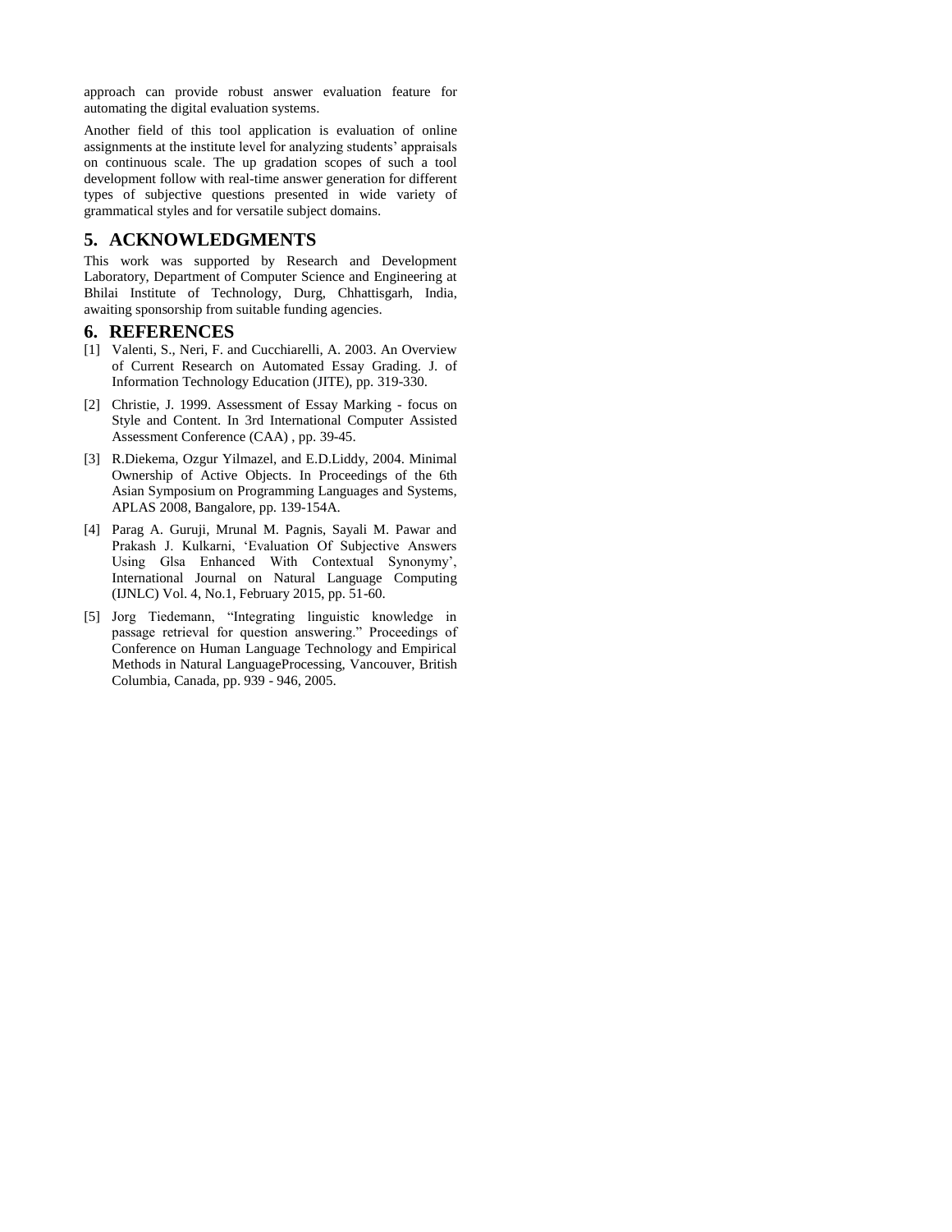approach can provide robust answer evaluation feature for automating the digital evaluation systems.

Another field of this tool application is evaluation of online assignments at the institute level for analyzing students' appraisals on continuous scale. The up gradation scopes of such a tool development follow with real-time answer generation for different types of subjective questions presented in wide variety of grammatical styles and for versatile subject domains.

## 5. ACKNOWLEDGMENTS

This work was supported by Research and Development Laboratory, Department of Computer Science and Engineering at Bhilai Institute of Technology, Durg, Chhattisgarh, India, awaiting sponsorship from suitable funding agencies.

## 6. REFERENCES

[1] Valenti, S., Neri, F. and Cucchiarelli, A. 2003. An Overview of Current Research on Automated Essay Grading. J. of Information Technology Education (JITE), pp. 319-330.

[2] Christie, J. 1999. Assessment of Essay Marking - focus on Style and Content. In 3rd International Computer Assisted Assessment Conference (CAA) , pp. 39-45.

[3] R.Diekema, Ozgur Yilmazel, and E.D.Liddy, 2004. Minimal Ownership of Active Objects. In Proceedings of the 6th Asian Symposium on Programming Languages and Systems, APLAS 2008, Bangalore, pp. 139-154A.

[4] Parag A. Guruji, Mrunal M. Pagnis, Sayali M. Pawar and Prakash J. Kulkarni, 'Evaluation Of Subjective Answers Using Glsa Enhanced With Contextual Synonymy', International Journal on Natural Language Computing (IJNLC) Vol. 4, No.1, February 2015, pp. 51-60.

[5] Jorg Tiedemann, "Integrating linguistic knowledge in passage retrieval for question answering." Proceedings of Conference on Human Language Technology and Empirical Methods in Natural LanguageProcessing, Vancouver, British Columbia, Canada, pp. 939 - 946, 2005.